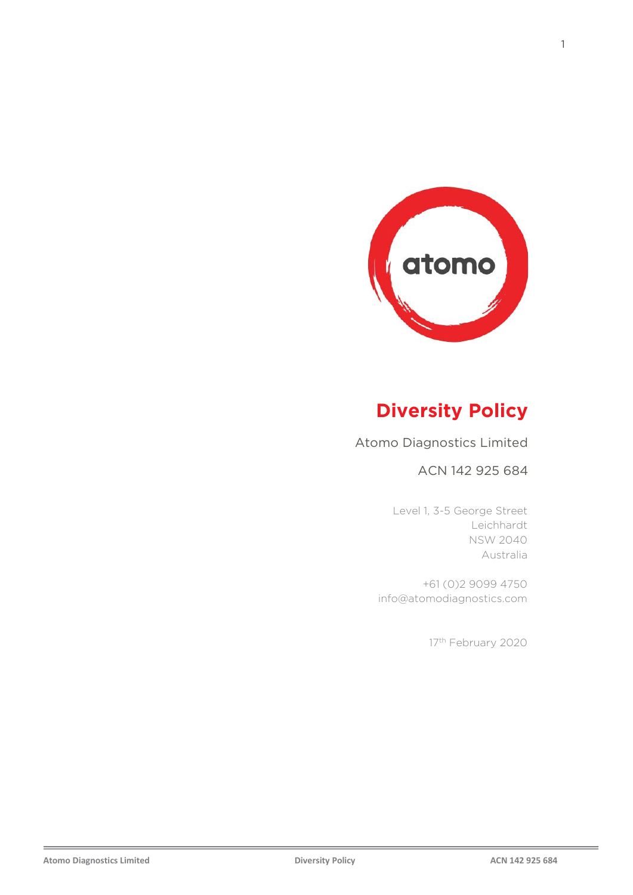atomo

# Diversity Policy

Atomo Diagnostics Limited

ACN 142 925 684

Level 1, 3-5 George Street
Leichhardt
NSW 2040
Australia

+61 (0)2 9099 4750
info@atomodiagnostics.com

17th February 2020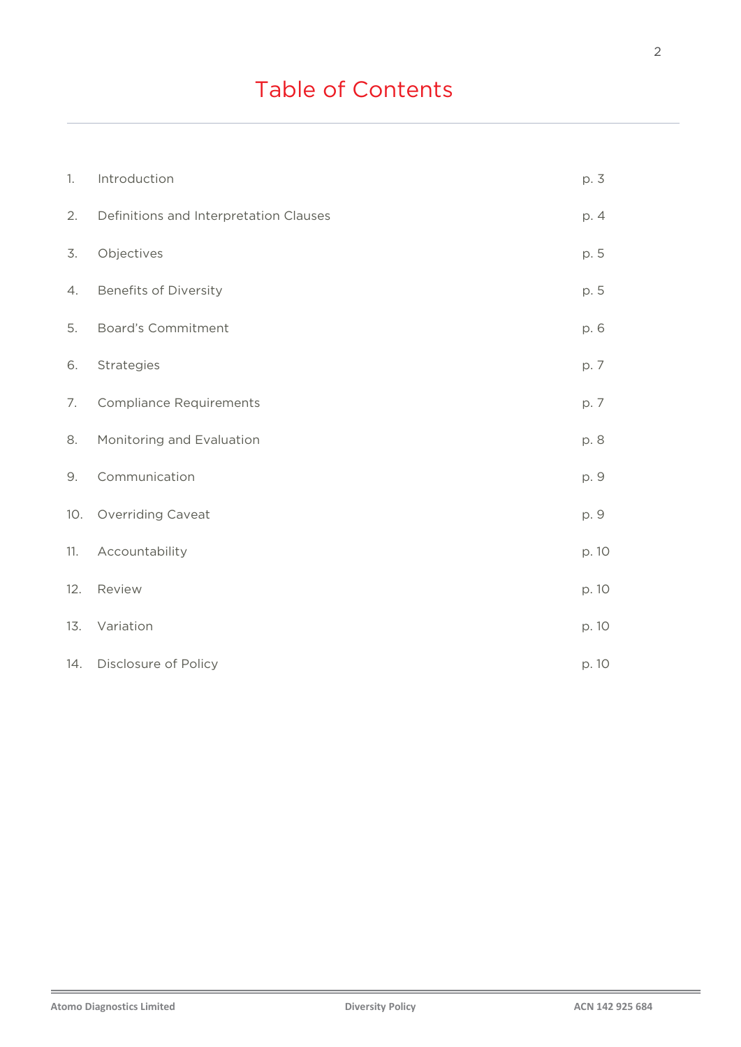# Table of Contents

| | | |
|---|---|---|
| 1. | Introduction | p. 3 |
| 2. | Definitions and Interpretation Clauses | p. 4 |
| 3. | Objectives | p. 5 |
| 4. | Benefits of Diversity | p. 5 |
| 5. | Board's Commitment | p. 6 |
| 6. | Strategies | p. 7 |
| 7. | Compliance Requirements | p. 7 |
| 8. | Monitoring and Evaluation | p. 8 |
| 9. | Communication | p. 9 |
| 10. | Overriding Caveat | p. 9 |
| 11. | Accountability | p. 10 |
| 12. | Review | p. 10 |
| 13. | Variation | p. 10 |
| 14. | Disclosure of Policy | p. 10 |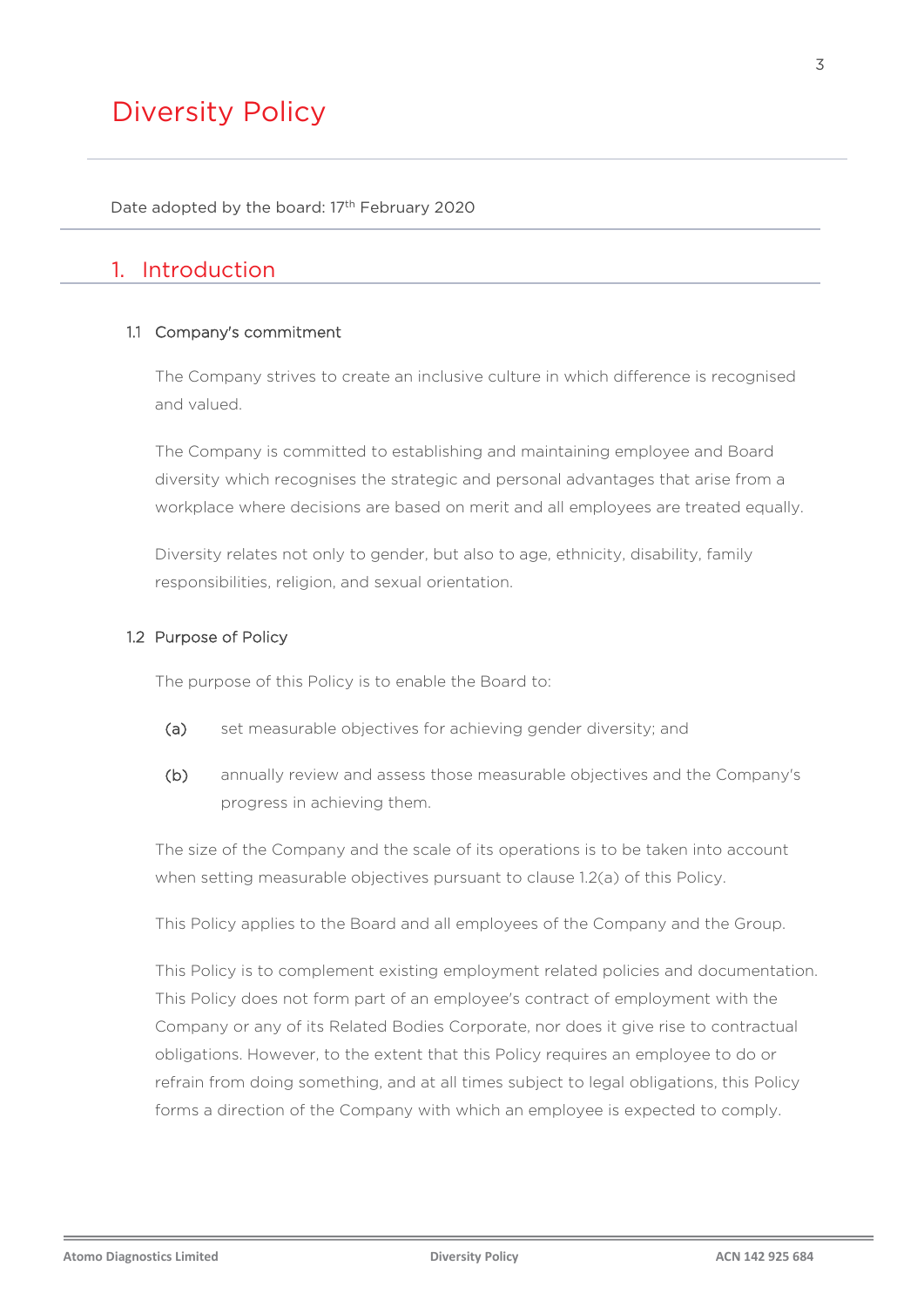# Diversity Policy

Date adopted by the board: 17th February 2020

## 1. Introduction

### 1.1 Company's commitment

The Company strives to create an inclusive culture in which difference is recognised and valued.

The Company is committed to establishing and maintaining employee and Board diversity which recognises the strategic and personal advantages that arise from a workplace where decisions are based on merit and all employees are treated equally.

Diversity relates not only to gender, but also to age, ethnicity, disability, family responsibilities, religion, and sexual orientation.

### 1.2 Purpose of Policy

The purpose of this Policy is to enable the Board to:

(a) set measurable objectives for achieving gender diversity; and

(b) annually review and assess those measurable objectives and the Company's progress in achieving them.

The size of the Company and the scale of its operations is to be taken into account when setting measurable objectives pursuant to clause 1.2(a) of this Policy.

This Policy applies to the Board and all employees of the Company and the Group.

This Policy is to complement existing employment related policies and documentation. This Policy does not form part of an employee's contract of employment with the Company or any of its Related Bodies Corporate, nor does it give rise to contractual obligations. However, to the extent that this Policy requires an employee to do or refrain from doing something, and at all times subject to legal obligations, this Policy forms a direction of the Company with which an employee is expected to comply.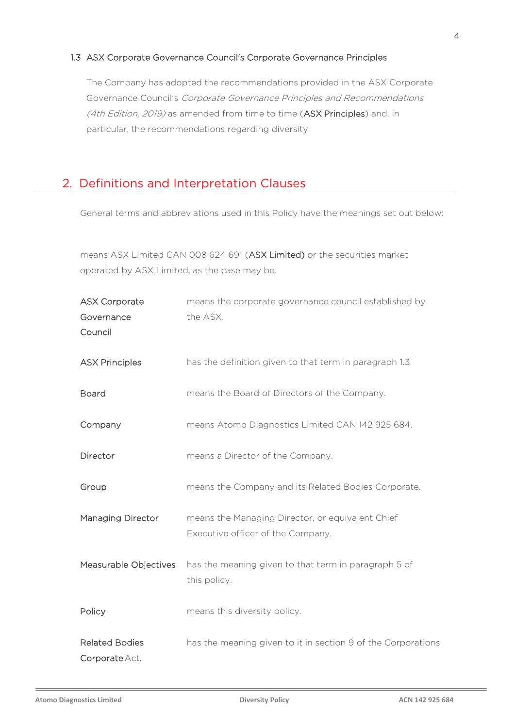### 1.3 ASX Corporate Governance Council's Corporate Governance Principles

The Company has adopted the recommendations provided in the ASX Corporate Governance Council's *Corporate Governance Principles and Recommendations (4th Edition, 2019)* as amended from time to time (**ASX Principles**) and, in particular, the recommendations regarding diversity.

## 2. Definitions and Interpretation Clauses

General terms and abbreviations used in this Policy have the meanings set out below:

| | |
|---|---|
| | means ASX Limited CAN 008 624 691 (**ASX Limited**) or the securities market operated by ASX Limited, as the case may be. |
| **ASX Corporate Governance Council** | means the corporate governance council established by the ASX. |
| **ASX Principles** | has the definition given to that term in paragraph 1.3. |
| **Board** | means the Board of Directors of the Company. |
| **Company** | means Atomo Diagnostics Limited CAN 142 925 684. |
| **Director** | means a Director of the Company. |
| **Group** | means the Company and its Related Bodies Corporate. |
| **Managing Director** | means the Managing Director, or equivalent Chief Executive officer of the Company. |
| **Measurable Objectives** | has the meaning given to that term in paragraph 5 of this policy. |
| **Policy** | means this diversity policy. |
| **Related Bodies Corporate** | has the meaning given to it in section 9 of the Corporations Act. |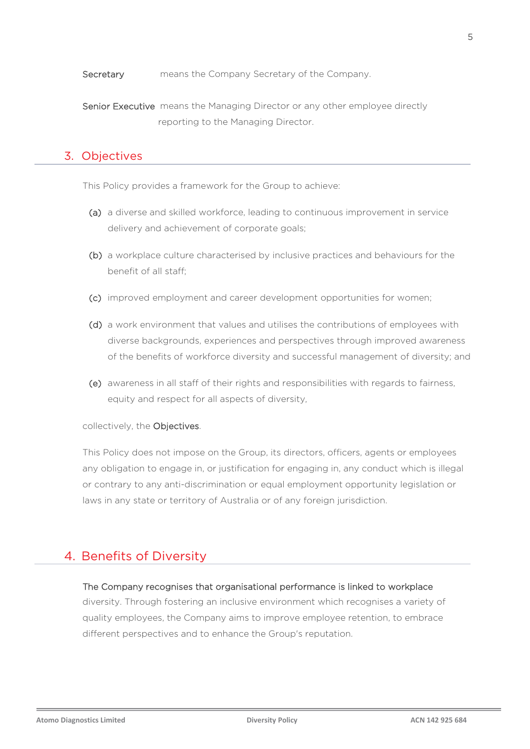**Secretary** means the Company Secretary of the Company.

**Senior Executive** means the Managing Director or any other employee directly reporting to the Managing Director.

## 3. Objectives

This Policy provides a framework for the Group to achieve:

(a) a diverse and skilled workforce, leading to continuous improvement in service delivery and achievement of corporate goals;

(b) a workplace culture characterised by inclusive practices and behaviours for the benefit of all staff;

(c) improved employment and career development opportunities for women;

(d) a work environment that values and utilises the contributions of employees with diverse backgrounds, experiences and perspectives through improved awareness of the benefits of workforce diversity and successful management of diversity; and

(e) awareness in all staff of their rights and responsibilities with regards to fairness, equity and respect for all aspects of diversity,

collectively, the **Objectives**.

This Policy does not impose on the Group, its directors, officers, agents or employees any obligation to engage in, or justification for engaging in, any conduct which is illegal or contrary to any anti-discrimination or equal employment opportunity legislation or laws in any state or territory of Australia or of any foreign jurisdiction.

## 4. Benefits of Diversity

The Company recognises that organisational performance is linked to workplace diversity. Through fostering an inclusive environment which recognises a variety of quality employees, the Company aims to improve employee retention, to embrace different perspectives and to enhance the Group's reputation.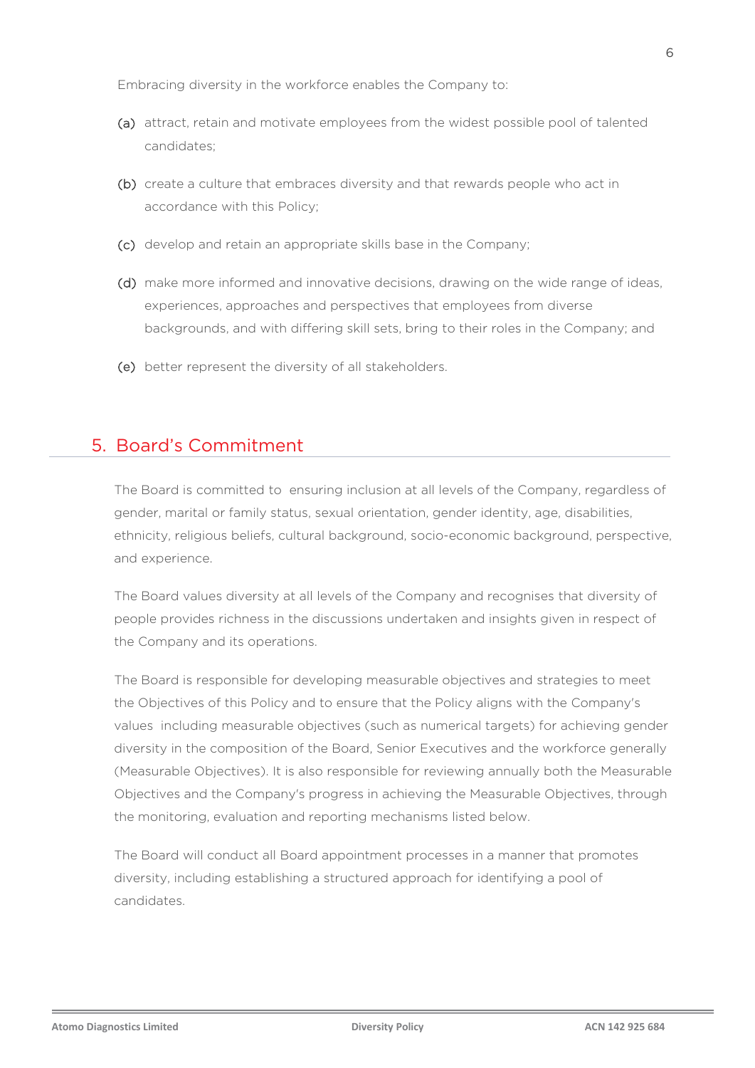Embracing diversity in the workforce enables the Company to:

(a) attract, retain and motivate employees from the widest possible pool of talented candidates;

(b) create a culture that embraces diversity and that rewards people who act in accordance with this Policy;

(c) develop and retain an appropriate skills base in the Company;

(d) make more informed and innovative decisions, drawing on the wide range of ideas, experiences, approaches and perspectives that employees from diverse backgrounds, and with differing skill sets, bring to their roles in the Company; and

(e) better represent the diversity of all stakeholders.

## 5. Board's Commitment

The Board is committed to ensuring inclusion at all levels of the Company, regardless of gender, marital or family status, sexual orientation, gender identity, age, disabilities, ethnicity, religious beliefs, cultural background, socio-economic background, perspective, and experience.

The Board values diversity at all levels of the Company and recognises that diversity of people provides richness in the discussions undertaken and insights given in respect of the Company and its operations.

The Board is responsible for developing measurable objectives and strategies to meet the Objectives of this Policy and to ensure that the Policy aligns with the Company's values including measurable objectives (such as numerical targets) for achieving gender diversity in the composition of the Board, Senior Executives and the workforce generally (Measurable Objectives). It is also responsible for reviewing annually both the Measurable Objectives and the Company's progress in achieving the Measurable Objectives, through the monitoring, evaluation and reporting mechanisms listed below.

The Board will conduct all Board appointment processes in a manner that promotes diversity, including establishing a structured approach for identifying a pool of candidates.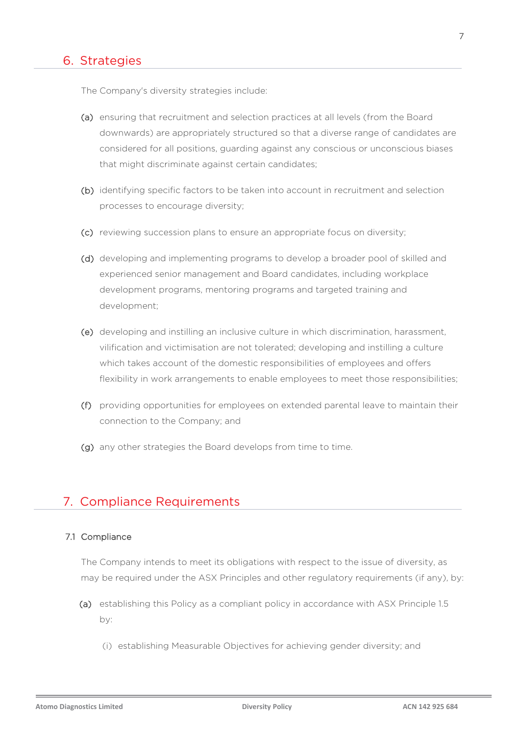## 6. Strategies

The Company's diversity strategies include:

(a) ensuring that recruitment and selection practices at all levels (from the Board downwards) are appropriately structured so that a diverse range of candidates are considered for all positions, guarding against any conscious or unconscious biases that might discriminate against certain candidates;

(b) identifying specific factors to be taken into account in recruitment and selection processes to encourage diversity;

(c) reviewing succession plans to ensure an appropriate focus on diversity;

(d) developing and implementing programs to develop a broader pool of skilled and experienced senior management and Board candidates, including workplace development programs, mentoring programs and targeted training and development;

(e) developing and instilling an inclusive culture in which discrimination, harassment, vilification and victimisation are not tolerated; developing and instilling a culture which takes account of the domestic responsibilities of employees and offers flexibility in work arrangements to enable employees to meet those responsibilities;

(f) providing opportunities for employees on extended parental leave to maintain their connection to the Company; and

(g) any other strategies the Board develops from time to time.

## 7. Compliance Requirements

### 7.1 Compliance

The Company intends to meet its obligations with respect to the issue of diversity, as may be required under the ASX Principles and other regulatory requirements (if any), by:

(a) establishing this Policy as a compliant policy in accordance with ASX Principle 1.5 by:

(i) establishing Measurable Objectives for achieving gender diversity; and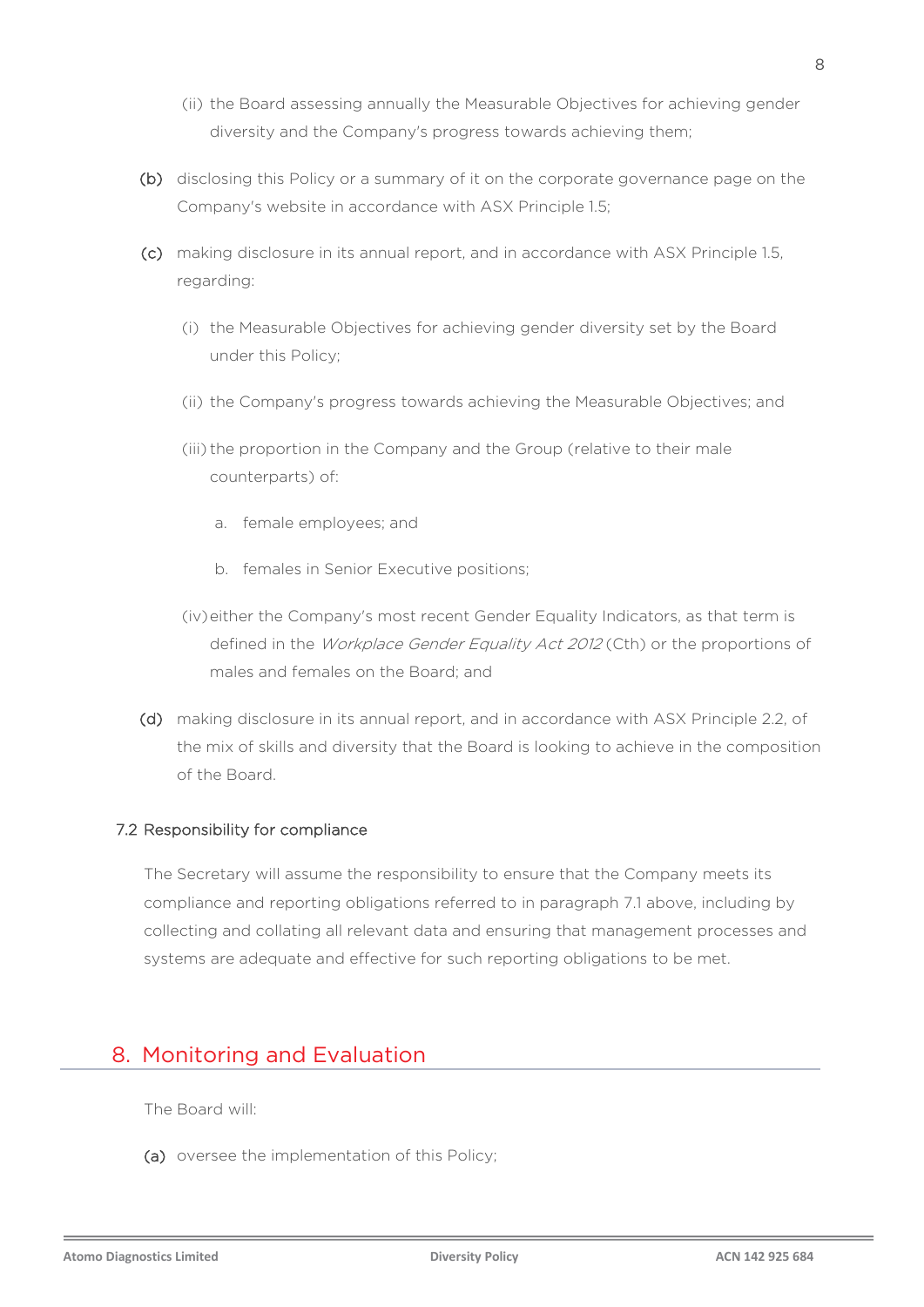(ii) the Board assessing annually the Measurable Objectives for achieving gender diversity and the Company's progress towards achieving them;

(b) disclosing this Policy or a summary of it on the corporate governance page on the Company's website in accordance with ASX Principle 1.5;

(c) making disclosure in its annual report, and in accordance with ASX Principle 1.5, regarding:

(i) the Measurable Objectives for achieving gender diversity set by the Board under this Policy;

(ii) the Company's progress towards achieving the Measurable Objectives; and

(iii) the proportion in the Company and the Group (relative to their male counterparts) of:

a. female employees; and

b. females in Senior Executive positions;

(iv) either the Company's most recent Gender Equality Indicators, as that term is defined in the *Workplace Gender Equality Act 2012* (Cth) or the proportions of males and females on the Board; and

(d) making disclosure in its annual report, and in accordance with ASX Principle 2.2, of the mix of skills and diversity that the Board is looking to achieve in the composition of the Board.

### 7.2 Responsibility for compliance

The Secretary will assume the responsibility to ensure that the Company meets its compliance and reporting obligations referred to in paragraph 7.1 above, including by collecting and collating all relevant data and ensuring that management processes and systems are adequate and effective for such reporting obligations to be met.

## 8. Monitoring and Evaluation

The Board will:

(a) oversee the implementation of this Policy;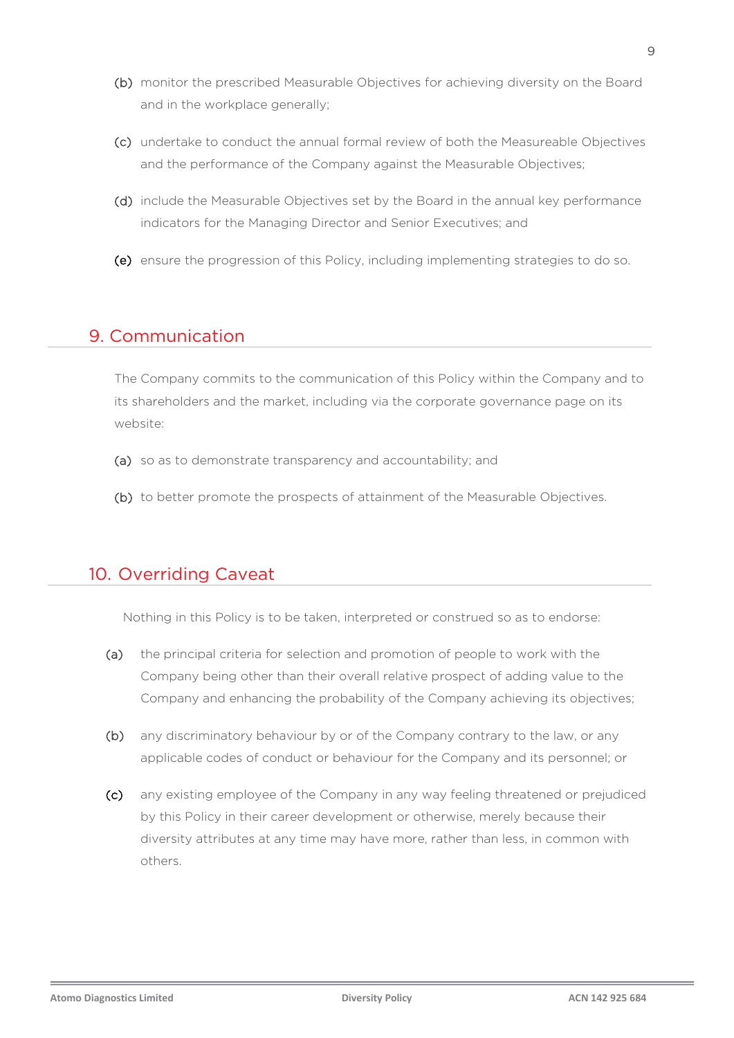(b) monitor the prescribed Measurable Objectives for achieving diversity on the Board and in the workplace generally;

(c) undertake to conduct the annual formal review of both the Measureable Objectives and the performance of the Company against the Measurable Objectives;

(d) include the Measurable Objectives set by the Board in the annual key performance indicators for the Managing Director and Senior Executives; and

(e) ensure the progression of this Policy, including implementing strategies to do so.

## 9. Communication

The Company commits to the communication of this Policy within the Company and to its shareholders and the market, including via the corporate governance page on its website:

(a) so as to demonstrate transparency and accountability; and

(b) to better promote the prospects of attainment of the Measurable Objectives.

## 10. Overriding Caveat

Nothing in this Policy is to be taken, interpreted or construed so as to endorse:

(a) the principal criteria for selection and promotion of people to work with the Company being other than their overall relative prospect of adding value to the Company and enhancing the probability of the Company achieving its objectives;

(b) any discriminatory behaviour by or of the Company contrary to the law, or any applicable codes of conduct or behaviour for the Company and its personnel; or

(c) any existing employee of the Company in any way feeling threatened or prejudiced by this Policy in their career development or otherwise, merely because their diversity attributes at any time may have more, rather than less, in common with others.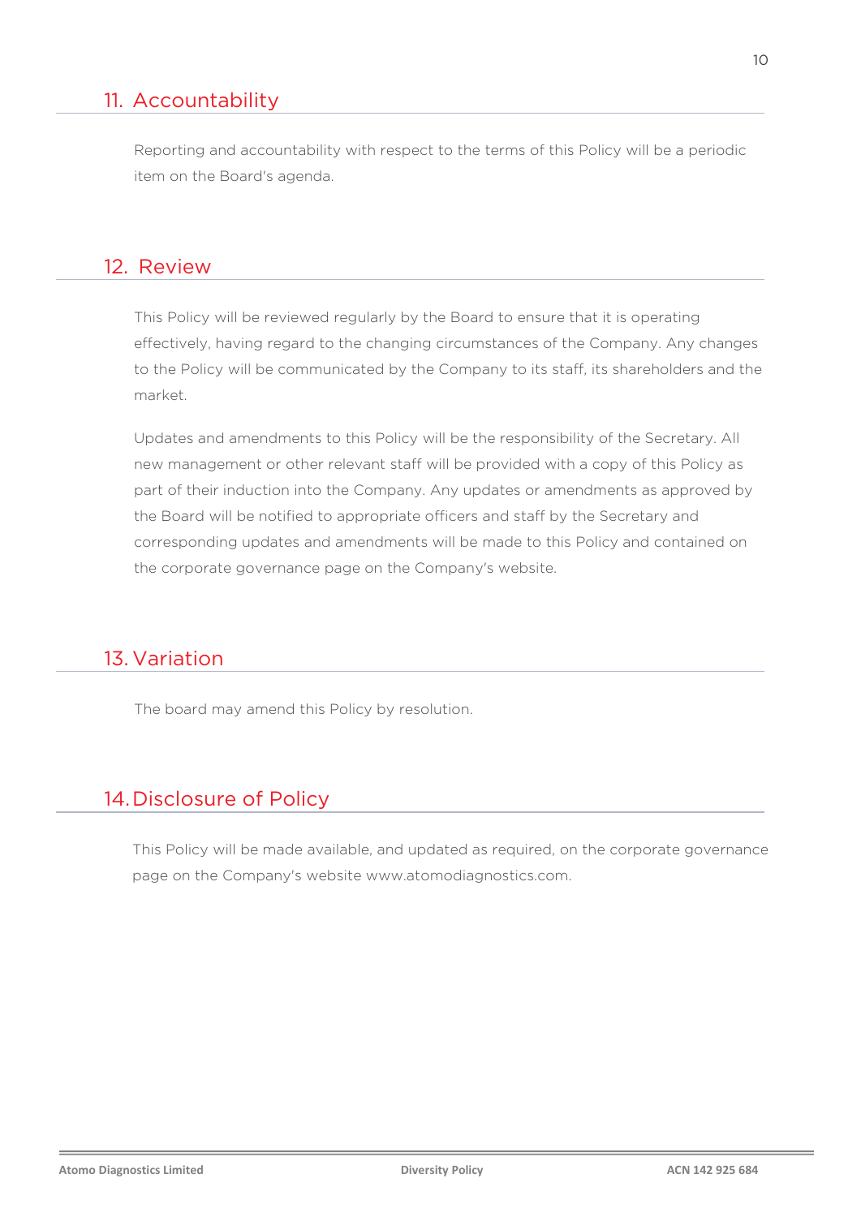## 11. Accountability

Reporting and accountability with respect to the terms of this Policy will be a periodic item on the Board's agenda.

## 12. Review

This Policy will be reviewed regularly by the Board to ensure that it is operating effectively, having regard to the changing circumstances of the Company. Any changes to the Policy will be communicated by the Company to its staff, its shareholders and the market.

Updates and amendments to this Policy will be the responsibility of the Secretary. All new management or other relevant staff will be provided with a copy of this Policy as part of their induction into the Company. Any updates or amendments as approved by the Board will be notified to appropriate officers and staff by the Secretary and corresponding updates and amendments will be made to this Policy and contained on the corporate governance page on the Company's website.

## 13. Variation

The board may amend this Policy by resolution.

## 14. Disclosure of Policy

This Policy will be made available, and updated as required, on the corporate governance page on the Company's website www.atomodiagnostics.com.